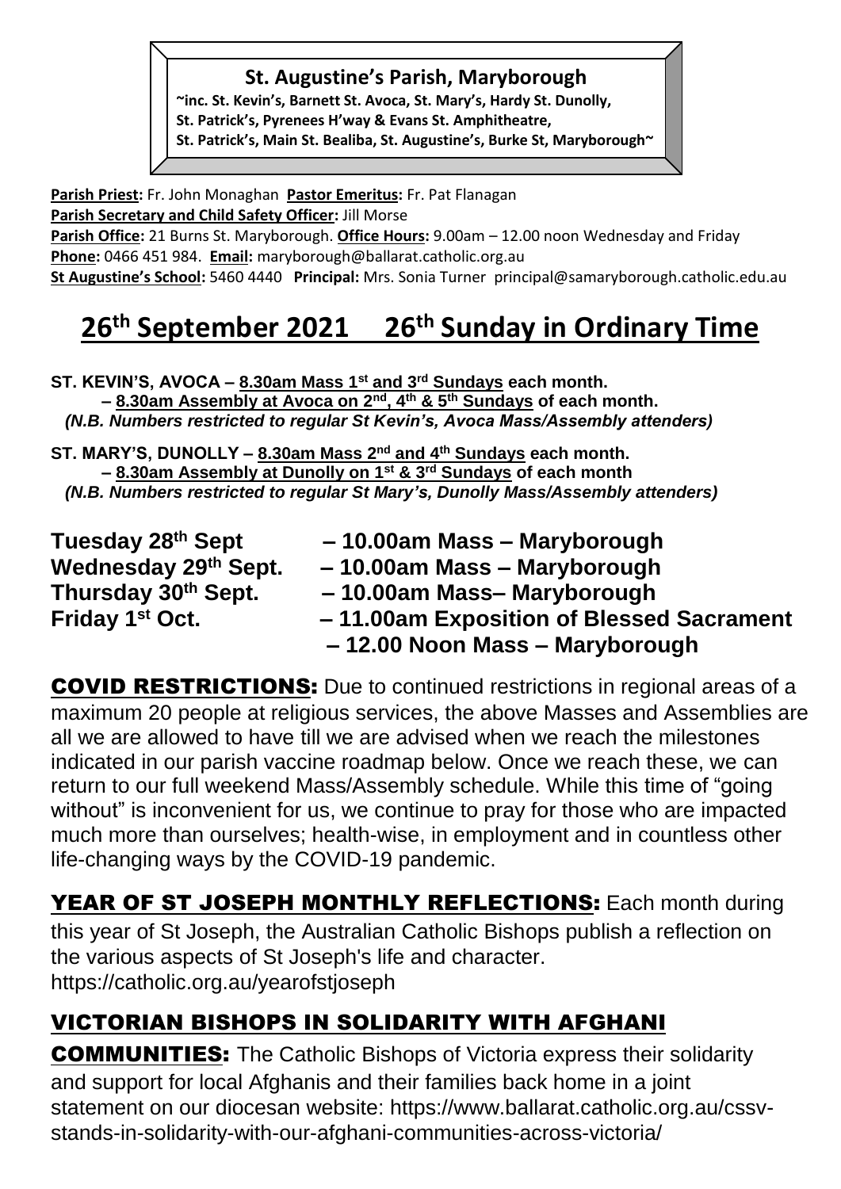**St. Augustine's Parish, Maryborough**

**~inc. St. Kevin's, Barnett St. Avoca, St. Mary's, Hardy St. Dunolly, St. Patrick's, Pyrenees H'way & Evans St. Amphitheatre, St. Patrick's, Main St. Bealiba, St. Augustine's, Burke St, Maryborough~**

**Parish Priest:** Fr. John Monaghan **Pastor Emeritus:** Fr. Pat Flanagan
**Parish Secretary and Child Safety Officer:** Jill Morse
**Parish Office:** 21 Burns St. Maryborough. **Office Hours:** 9.00am – 12.00 noon Wednesday and Friday
**Phone:** 0466 451 984. **Email:** maryborough@ballarat.catholic.org.au
**St Augustine's School:** 5460 4440 **Principal:** Mrs. Sonia Turner principal@samaryborough.catholic.edu.au

# 26th September 2021 26th Sunday in Ordinary Time

**ST. KEVIN'S, AVOCA – 8.30am Mass 1st and 3rd Sundays each month.**
**– 8.30am Assembly at Avoca on 2nd, 4th & 5th Sundays of each month.**
***(N.B. Numbers restricted to regular St Kevin's, Avoca Mass/Assembly attenders)***

**ST. MARY'S, DUNOLLY – 8.30am Mass 2nd and 4th Sundays each month.**
**– 8.30am Assembly at Dunolly on 1st & 3rd Sundays of each month**
***(N.B. Numbers restricted to regular St Mary's, Dunolly Mass/Assembly attenders)***

**Tuesday 28th Sept – 10.00am Mass – Maryborough**
**Wednesday 29th Sept. – 10.00am Mass – Maryborough**
**Thursday 30th Sept. – 10.00am Mass– Maryborough**
**Friday 1st Oct. – 11.00am Exposition of Blessed Sacrament**
**– 12.00 Noon Mass – Maryborough**

**COVID RESTRICTIONS:** Due to continued restrictions in regional areas of a maximum 20 people at religious services, the above Masses and Assemblies are all we are allowed to have till we are advised when we reach the milestones indicated in our parish vaccine roadmap below. Once we reach these, we can return to our full weekend Mass/Assembly schedule. While this time of "going without" is inconvenient for us, we continue to pray for those who are impacted much more than ourselves; health-wise, in employment and in countless other life-changing ways by the COVID-19 pandemic.

**YEAR OF ST JOSEPH MONTHLY REFLECTIONS:** Each month during this year of St Joseph, the Australian Catholic Bishops publish a reflection on the various aspects of St Joseph's life and character. https://catholic.org.au/yearofstjoseph

**VICTORIAN BISHOPS IN SOLIDARITY WITH AFGHANI COMMUNITIES:** The Catholic Bishops of Victoria express their solidarity and support for local Afghanis and their families back home in a joint statement on our diocesan website: https://www.ballarat.catholic.org.au/cssv-stands-in-solidarity-with-our-afghani-communities-across-victoria/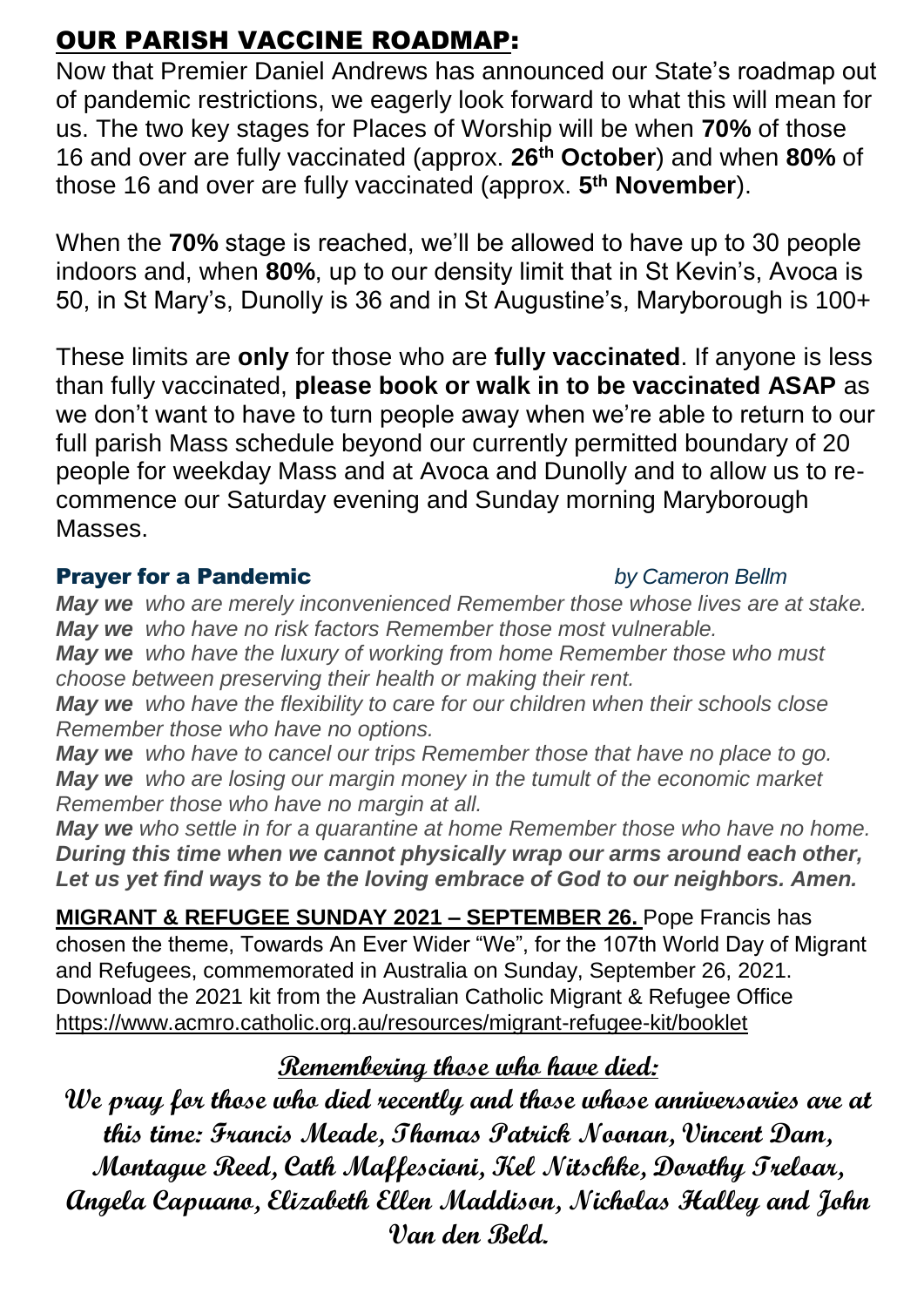## OUR PARISH VACCINE ROADMAP:

Now that Premier Daniel Andrews has announced our State's roadmap out of pandemic restrictions, we eagerly look forward to what this will mean for us. The two key stages for Places of Worship will be when **70%** of those 16 and over are fully vaccinated (approx. **26th October**) and when **80%** of those 16 and over are fully vaccinated (approx. **5th November**).

When the **70%** stage is reached, we'll be allowed to have up to 30 people indoors and, when **80%**, up to our density limit that in St Kevin's, Avoca is 50, in St Mary's, Dunolly is 36 and in St Augustine's, Maryborough is 100+

These limits are **only** for those who are **fully vaccinated**. If anyone is less than fully vaccinated, **please book or walk in to be vaccinated ASAP** as we don't want to have to turn people away when we're able to return to our full parish Mass schedule beyond our currently permitted boundary of 20 people for weekday Mass and at Avoca and Dunolly and to allow us to re-commence our Saturday evening and Sunday morning Maryborough Masses.

### Prayer for a Pandemic *by Cameron Bellm*

***May we*** *who are merely inconvenienced Remember those whose lives are at stake.*
***May we*** *who have no risk factors Remember those most vulnerable.*
***May we*** *who have the luxury of working from home Remember those who must choose between preserving their health or making their rent.*
***May we*** *who have the flexibility to care for our children when their schools close Remember those who have no options.*
***May we*** *who have to cancel our trips Remember those that have no place to go.*
***May we*** *who are losing our margin money in the tumult of the economic market Remember those who have no margin at all.*
***May we*** *who settle in for a quarantine at home Remember those who have no home.*
***During this time when we cannot physically wrap our arms around each other, Let us yet find ways to be the loving embrace of God to our neighbors. Amen.***

**MIGRANT & REFUGEE SUNDAY 2021 – SEPTEMBER 26.** Pope Francis has chosen the theme, Towards An Ever Wider "We", for the 107th World Day of Migrant and Refugees, commemorated in Australia on Sunday, September 26, 2021. Download the 2021 kit from the Australian Catholic Migrant & Refugee Office https://www.acmro.catholic.org.au/resources/migrant-refugee-kit/booklet

### Remembering those who have died:

**We pray for those who died recently and those whose anniversaries are at this time: Francis Meade, Thomas Patrick Noonan, Vincent Dam, Montague Reed, Cath Maffescioni, Kel Nitschke, Dorothy Treloar, Angela Capuano, Elizabeth Ellen Maddison, Nicholas Halley and John Van den Beld.**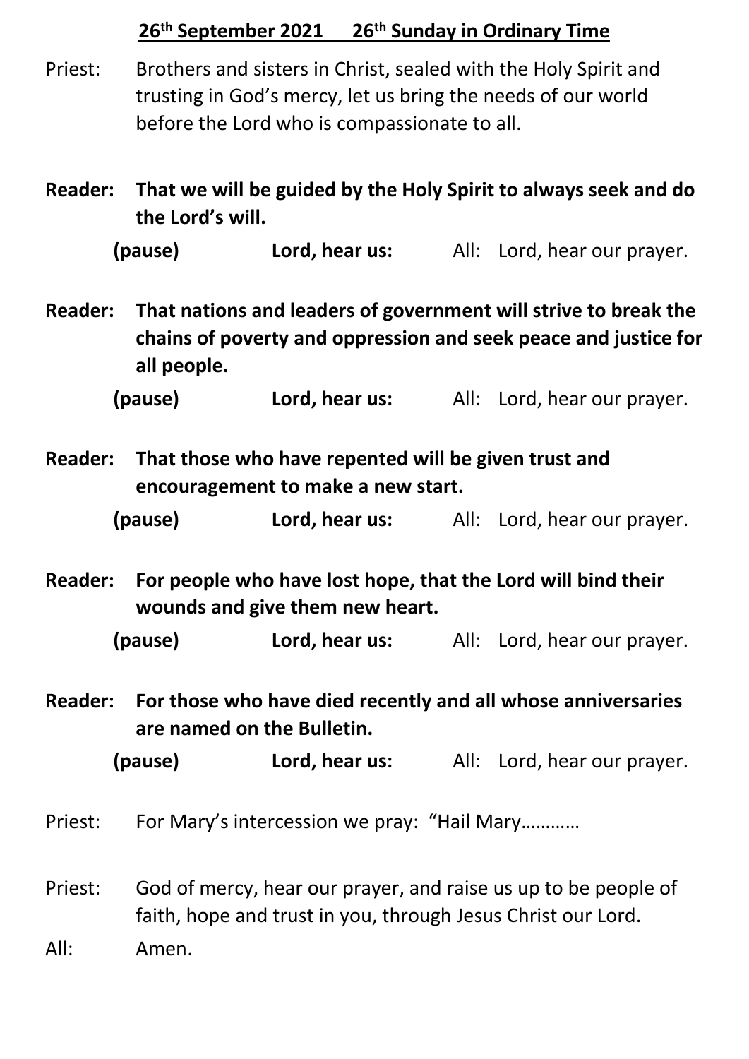**26th September 2021 26th Sunday in Ordinary Time**

Priest: Brothers and sisters in Christ, sealed with the Holy Spirit and trusting in God's mercy, let us bring the needs of our world before the Lord who is compassionate to all.

**Reader: That we will be guided by the Holy Spirit to always seek and do the Lord's will.**

**(pause)** **Lord, hear us:** All: Lord, hear our prayer.

**Reader: That nations and leaders of government will strive to break the chains of poverty and oppression and seek peace and justice for all people.**

**(pause)** **Lord, hear us:** All: Lord, hear our prayer.

**Reader: That those who have repented will be given trust and encouragement to make a new start.**

**(pause)** **Lord, hear us:** All: Lord, hear our prayer.

**Reader: For people who have lost hope, that the Lord will bind their wounds and give them new heart.**

**(pause)** **Lord, hear us:** All: Lord, hear our prayer.

**Reader: For those who have died recently and all whose anniversaries are named on the Bulletin.**

**(pause)** **Lord, hear us:** All: Lord, hear our prayer.

Priest: For Mary's intercession we pray: "Hail Mary…………

Priest: God of mercy, hear our prayer, and raise us up to be people of faith, hope and trust in you, through Jesus Christ our Lord.

All: Amen.